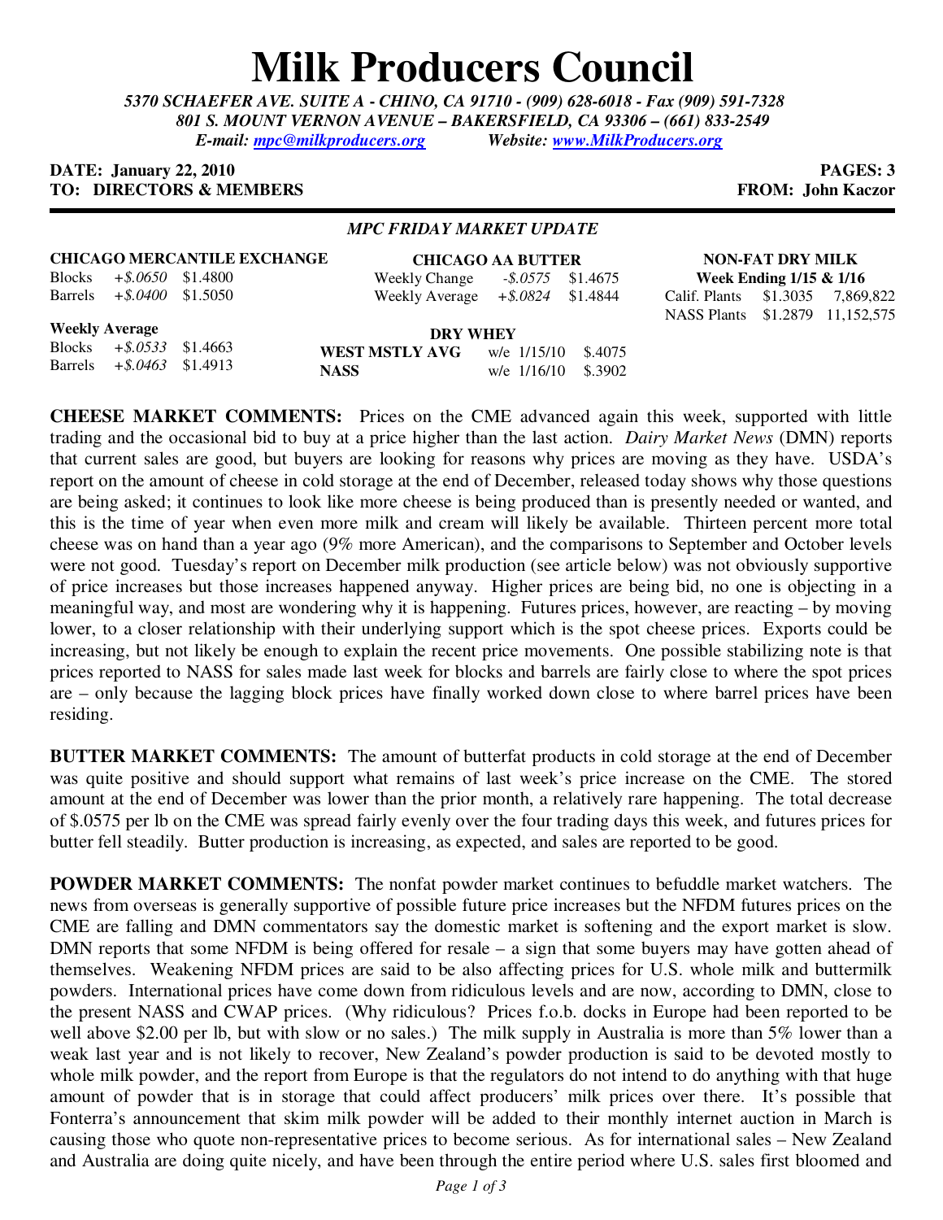# Milk Producers Council

*5370 SCHAEFER AVE. SUITE A - CHINO, CA 91710 - (909) 628-6018 - Fax (909) 591-7328*
*801 S. MOUNT VERNON AVENUE – BAKERSFIELD, CA 93306 – (661) 833-2549*
*E-mail: mpc@milkproducers.org Website: www.MilkProducers.org*

**DATE: January 22, 2010** **PAGES: 3**
**TO: DIRECTORS & MEMBERS** **FROM: John Kaczor**

---

*MPC FRIDAY MARKET UPDATE*

**CHICAGO MERCANTILE EXCHANGE**

| | | |
|---|---|---|
| Blocks | *+$.0650* | $1.4800 |
| Barrels | *+$.0400* | $1.5050 |

**Weekly Average**

| | | |
|---|---|---|
| Blocks | *+$.0533* | $1.4663 |
| Barrels | *+$.0463* | $1.4913 |

**CHICAGO AA BUTTER**

| | | |
|---|---|---|
| Weekly Change | *-$.0575* | $1.4675 |
| Weekly Average | *+$.0824* | $1.4844 |

**DRY WHEY**

| | | |
|---|---|---|
| **WEST MSTLY AVG** | w/e 1/15/10 | $.4075 |
| **NASS** | w/e 1/16/10 | $.3902 |

**NON-FAT DRY MILK**
**Week Ending 1/15 & 1/16**

| | | |
|---|---|---|
| Calif. Plants | $1.3035 | 7,869,822 |
| NASS Plants | $1.2879 | 11,152,575 |

**CHEESE MARKET COMMENTS:** Prices on the CME advanced again this week, supported with little trading and the occasional bid to buy at a price higher than the last action. *Dairy Market News* (DMN) reports that current sales are good, but buyers are looking for reasons why prices are moving as they have. USDA's report on the amount of cheese in cold storage at the end of December, released today shows why those questions are being asked; it continues to look like more cheese is being produced than is presently needed or wanted, and this is the time of year when even more milk and cream will likely be available. Thirteen percent more total cheese was on hand than a year ago (9% more American), and the comparisons to September and October levels were not good. Tuesday's report on December milk production (see article below) was not obviously supportive of price increases but those increases happened anyway. Higher prices are being bid, no one is objecting in a meaningful way, and most are wondering why it is happening. Futures prices, however, are reacting – by moving lower, to a closer relationship with their underlying support which is the spot cheese prices. Exports could be increasing, but not likely be enough to explain the recent price movements. One possible stabilizing note is that prices reported to NASS for sales made last week for blocks and barrels are fairly close to where the spot prices are – only because the lagging block prices have finally worked down close to where barrel prices have been residing.

**BUTTER MARKET COMMENTS:** The amount of butterfat products in cold storage at the end of December was quite positive and should support what remains of last week's price increase on the CME. The stored amount at the end of December was lower than the prior month, a relatively rare happening. The total decrease of $.0575 per lb on the CME was spread fairly evenly over the four trading days this week, and futures prices for butter fell steadily. Butter production is increasing, as expected, and sales are reported to be good.

**POWDER MARKET COMMENTS:** The nonfat powder market continues to befuddle market watchers. The news from overseas is generally supportive of possible future price increases but the NFDM futures prices on the CME are falling and DMN commentators say the domestic market is softening and the export market is slow. DMN reports that some NFDM is being offered for resale – a sign that some buyers may have gotten ahead of themselves. Weakening NFDM prices are said to be also affecting prices for U.S. whole milk and buttermilk powders. International prices have come down from ridiculous levels and are now, according to DMN, close to the present NASS and CWAP prices. (Why ridiculous? Prices f.o.b. docks in Europe had been reported to be well above $2.00 per lb, but with slow or no sales.) The milk supply in Australia is more than 5% lower than a weak last year and is not likely to recover, New Zealand's powder production is said to be devoted mostly to whole milk powder, and the report from Europe is that the regulators do not intend to do anything with that huge amount of powder that is in storage that could affect producers' milk prices over there. It's possible that Fonterra's announcement that skim milk powder will be added to their monthly internet auction in March is causing those who quote non-representative prices to become serious. As for international sales – New Zealand and Australia are doing quite nicely, and have been through the entire period where U.S. sales first bloomed and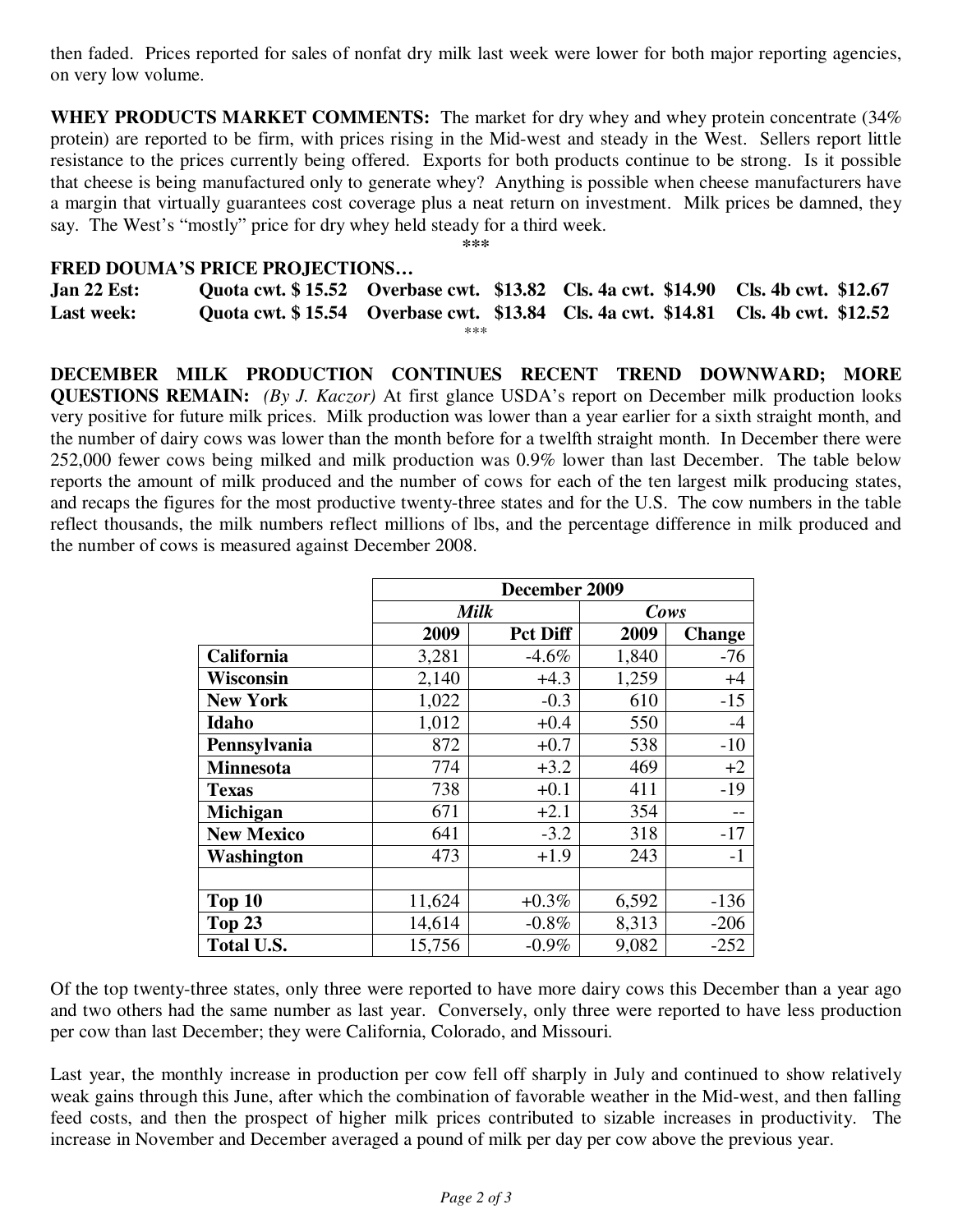then faded. Prices reported for sales of nonfat dry milk last week were lower for both major reporting agencies, on very low volume.

**WHEY PRODUCTS MARKET COMMENTS:** The market for dry whey and whey protein concentrate (34% protein) are reported to be firm, with prices rising in the Mid-west and steady in the West. Sellers report little resistance to the prices currently being offered. Exports for both products continue to be strong. Is it possible that cheese is being manufactured only to generate whey? Anything is possible when cheese manufacturers have a margin that virtually guarantees cost coverage plus a neat return on investment. Milk prices be damned, they say. The West's "mostly" price for dry whey held steady for a third week.

***

**FRED DOUMA'S PRICE PROJECTIONS…**

| | | | | |
|---|---|---|---|---|
| **Jan 22 Est:** | **Quota cwt. $ 15.52** | **Overbase cwt. $13.82** | **Cls. 4a cwt. $14.90** | **Cls. 4b cwt. $12.67** |
| **Last week:** | **Quota cwt. $ 15.54** | **Overbase cwt. $13.84** | **Cls. 4a cwt. $14.81** | **Cls. 4b cwt. $12.52** |

***

**DECEMBER MILK PRODUCTION CONTINUES RECENT TREND DOWNWARD; MORE QUESTIONS REMAIN:** *(By J. Kaczor)* At first glance USDA's report on December milk production looks very positive for future milk prices. Milk production was lower than a year earlier for a sixth straight month, and the number of dairy cows was lower than the month before for a twelfth straight month. In December there were 252,000 fewer cows being milked and milk production was 0.9% lower than last December. The table below reports the amount of milk produced and the number of cows for each of the ten largest milk producing states, and recaps the figures for the most productive twenty-three states and for the U.S. The cow numbers in the table reflect thousands, the milk numbers reflect millions of lbs, and the percentage difference in milk produced and the number of cows is measured against December 2008.

| | December 2009 | | | |
|---|---|---|---|---|
| | *Milk* | | *Cows* | |
| | **2009** | **Pct Diff** | **2009** | **Change** |
| **California** | 3,281 | -4.6% | 1,840 | -76 |
| **Wisconsin** | 2,140 | +4.3 | 1,259 | +4 |
| **New York** | 1,022 | -0.3 | 610 | -15 |
| **Idaho** | 1,012 | +0.4 | 550 | -4 |
| **Pennsylvania** | 872 | +0.7 | 538 | -10 |
| **Minnesota** | 774 | +3.2 | 469 | +2 |
| **Texas** | 738 | +0.1 | 411 | -19 |
| **Michigan** | 671 | +2.1 | 354 | -- |
| **New Mexico** | 641 | -3.2 | 318 | -17 |
| **Washington** | 473 | +1.9 | 243 | -1 |
| | | | | |
| **Top 10** | 11,624 | +0.3% | 6,592 | -136 |
| **Top 23** | 14,614 | -0.8% | 8,313 | -206 |
| **Total U.S.** | 15,756 | -0.9% | 9,082 | -252 |

Of the top twenty-three states, only three were reported to have more dairy cows this December than a year ago and two others had the same number as last year. Conversely, only three were reported to have less production per cow than last December; they were California, Colorado, and Missouri.

Last year, the monthly increase in production per cow fell off sharply in July and continued to show relatively weak gains through this June, after which the combination of favorable weather in the Mid-west, and then falling feed costs, and then the prospect of higher milk prices contributed to sizable increases in productivity. The increase in November and December averaged a pound of milk per day per cow above the previous year.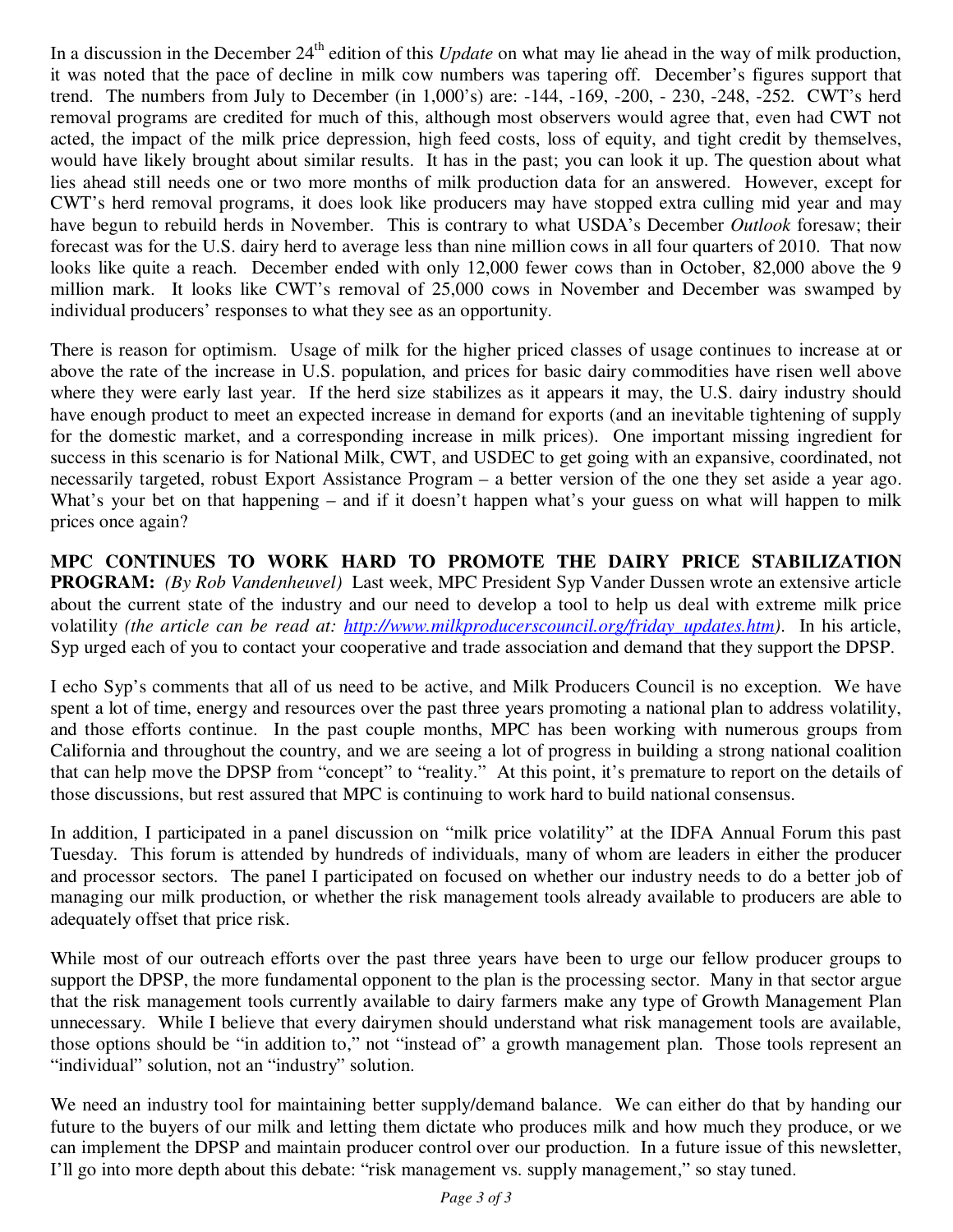In a discussion in the December 24th edition of this *Update* on what may lie ahead in the way of milk production, it was noted that the pace of decline in milk cow numbers was tapering off. December's figures support that trend. The numbers from July to December (in 1,000's) are: -144, -169, -200, - 230, -248, -252. CWT's herd removal programs are credited for much of this, although most observers would agree that, even had CWT not acted, the impact of the milk price depression, high feed costs, loss of equity, and tight credit by themselves, would have likely brought about similar results. It has in the past; you can look it up. The question about what lies ahead still needs one or two more months of milk production data for an answered. However, except for CWT's herd removal programs, it does look like producers may have stopped extra culling mid year and may have begun to rebuild herds in November. This is contrary to what USDA's December *Outlook* foresaw; their forecast was for the U.S. dairy herd to average less than nine million cows in all four quarters of 2010. That now looks like quite a reach. December ended with only 12,000 fewer cows than in October, 82,000 above the 9 million mark. It looks like CWT's removal of 25,000 cows in November and December was swamped by individual producers' responses to what they see as an opportunity.

There is reason for optimism. Usage of milk for the higher priced classes of usage continues to increase at or above the rate of the increase in U.S. population, and prices for basic dairy commodities have risen well above where they were early last year. If the herd size stabilizes as it appears it may, the U.S. dairy industry should have enough product to meet an expected increase in demand for exports (and an inevitable tightening of supply for the domestic market, and a corresponding increase in milk prices). One important missing ingredient for success in this scenario is for National Milk, CWT, and USDEC to get going with an expansive, coordinated, not necessarily targeted, robust Export Assistance Program – a better version of the one they set aside a year ago. What's your bet on that happening – and if it doesn't happen what's your guess on what will happen to milk prices once again?

**MPC CONTINUES TO WORK HARD TO PROMOTE THE DAIRY PRICE STABILIZATION PROGRAM:** *(By Rob Vandenheuvel)* Last week, MPC President Syp Vander Dussen wrote an extensive article about the current state of the industry and our need to develop a tool to help us deal with extreme milk price volatility *(the article can be read at: http://www.milkproducerscouncil.org/friday_updates.htm)*. In his article, Syp urged each of you to contact your cooperative and trade association and demand that they support the DPSP.

I echo Syp's comments that all of us need to be active, and Milk Producers Council is no exception. We have spent a lot of time, energy and resources over the past three years promoting a national plan to address volatility, and those efforts continue. In the past couple months, MPC has been working with numerous groups from California and throughout the country, and we are seeing a lot of progress in building a strong national coalition that can help move the DPSP from "concept" to "reality." At this point, it's premature to report on the details of those discussions, but rest assured that MPC is continuing to work hard to build national consensus.

In addition, I participated in a panel discussion on "milk price volatility" at the IDFA Annual Forum this past Tuesday. This forum is attended by hundreds of individuals, many of whom are leaders in either the producer and processor sectors. The panel I participated on focused on whether our industry needs to do a better job of managing our milk production, or whether the risk management tools already available to producers are able to adequately offset that price risk.

While most of our outreach efforts over the past three years have been to urge our fellow producer groups to support the DPSP, the more fundamental opponent to the plan is the processing sector. Many in that sector argue that the risk management tools currently available to dairy farmers make any type of Growth Management Plan unnecessary. While I believe that every dairymen should understand what risk management tools are available, those options should be "in addition to," not "instead of" a growth management plan. Those tools represent an "individual" solution, not an "industry" solution.

We need an industry tool for maintaining better supply/demand balance. We can either do that by handing our future to the buyers of our milk and letting them dictate who produces milk and how much they produce, or we can implement the DPSP and maintain producer control over our production. In a future issue of this newsletter, I'll go into more depth about this debate: "risk management vs. supply management," so stay tuned.